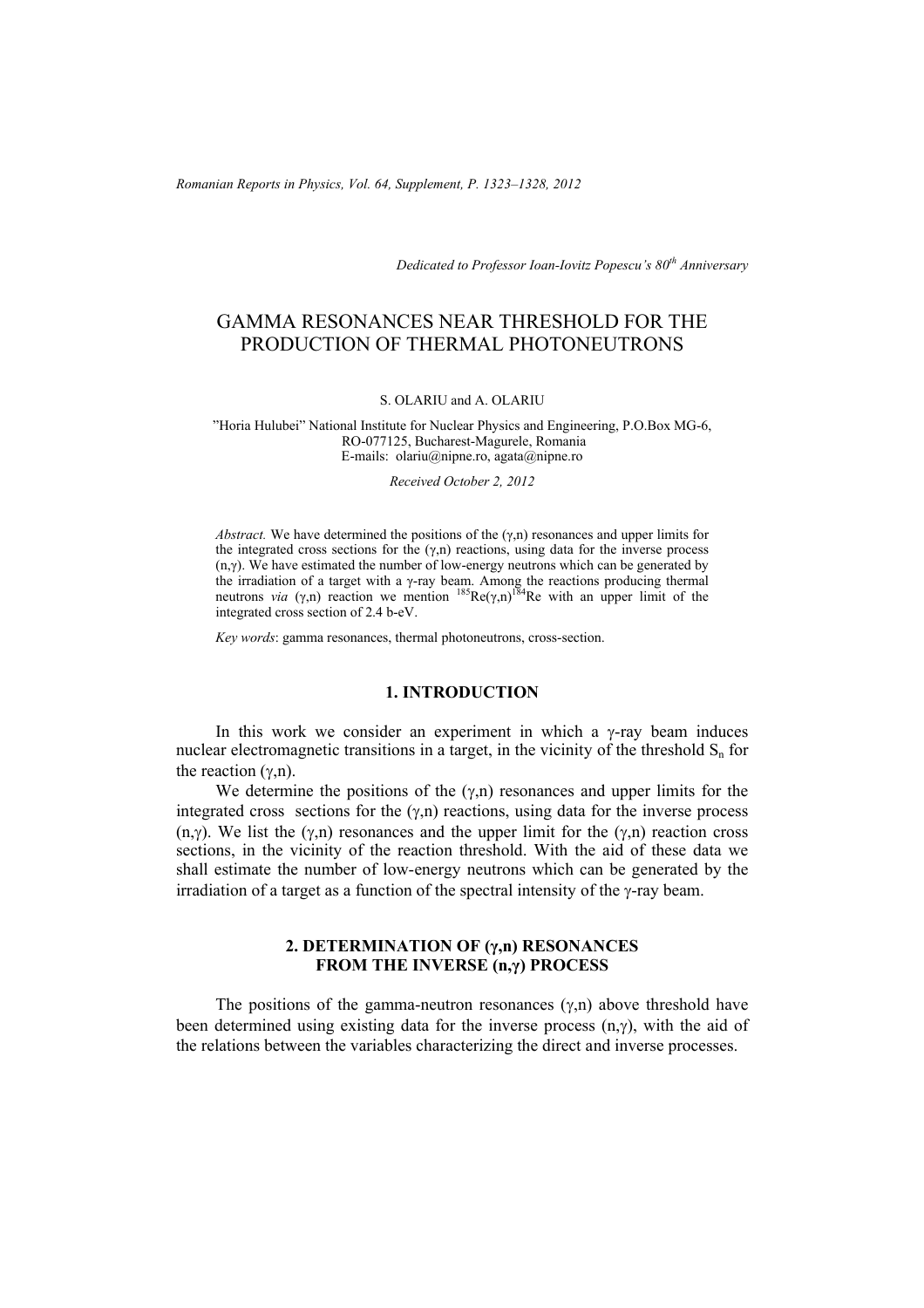*Dedicated to Professor Ioan-Iovitz Popescu's 80th Anniversary*

# GAMMA RESONANCES NEAR THRESHOLD FOR THE PRODUCTION OF THERMAL PHOTONEUTRONS

S. OLARIU and A. OLARIU

"Horia Hulubei" National Institute for Nuclear Physics and Engineering, P.O.Box MG-6, RO-077125, Bucharest-Magurele, Romania
E-mails: olariu@nipne.ro, agata@nipne.ro

*Received October 2, 2012*

*Abstract.* We have determined the positions of the (γ,n) resonances and upper limits for the integrated cross sections for the (γ,n) reactions, using data for the inverse process (n,γ). We have estimated the number of low-energy neutrons which can be generated by the irradiation of a target with a γ-ray beam. Among the reactions producing thermal neutrons *via* (γ,n) reaction we mention $^{185}$Re(γ,n)$^{184}$Re with an upper limit of the integrated cross section of 2.4 b-eV.

*Key words*: gamma resonances, thermal photoneutrons, cross-section.

## 1. INTRODUCTION

In this work we consider an experiment in which a γ-ray beam induces nuclear electromagnetic transitions in a target, in the vicinity of the threshold $S_n$ for the reaction (γ,n).

We determine the positions of the (γ,n) resonances and upper limits for the integrated cross sections for the (γ,n) reactions, using data for the inverse process (n,γ). We list the (γ,n) resonances and the upper limit for the (γ,n) reaction cross sections, in the vicinity of the reaction threshold. With the aid of these data we shall estimate the number of low-energy neutrons which can be generated by the irradiation of a target as a function of the spectral intensity of the γ-ray beam.

## 2. DETERMINATION OF (γ,n) RESONANCES FROM THE INVERSE (n,γ) PROCESS

The positions of the gamma-neutron resonances (γ,n) above threshold have been determined using existing data for the inverse process (n,γ), with the aid of the relations between the variables characterizing the direct and inverse processes.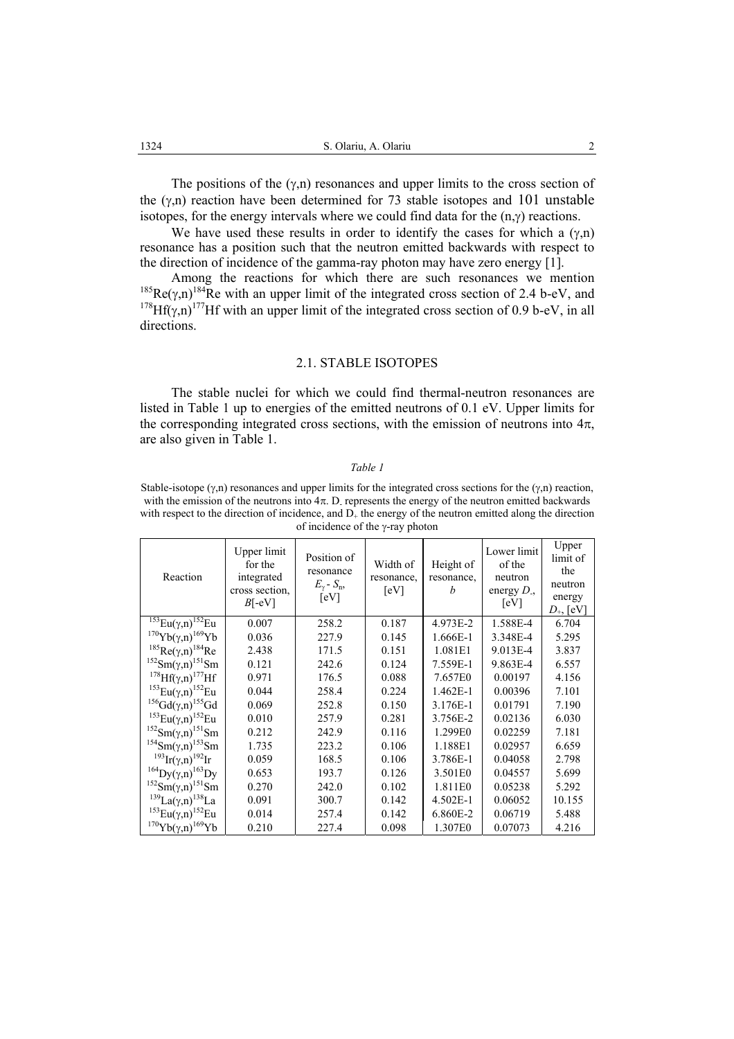The positions of the (γ,n) resonances and upper limits to the cross section of the (γ,n) reaction have been determined for 73 stable isotopes and 101 unstable isotopes, for the energy intervals where we could find data for the (n,γ) reactions.

We have used these results in order to identify the cases for which a (γ,n) resonance has a position such that the neutron emitted backwards with respect to the direction of incidence of the gamma-ray photon may have zero energy [1].

Among the reactions for which there are such resonances we mention $^{185}$Re(γ,n)$^{184}$Re with an upper limit of the integrated cross section of 2.4 b-eV, and $^{178}$Hf(γ,n)$^{177}$Hf with an upper limit of the integrated cross section of 0.9 b-eV, in all directions.

## 2.1. STABLE ISOTOPES

The stable nuclei for which we could find thermal-neutron resonances are listed in Table 1 up to energies of the emitted neutrons of 0.1 eV. Upper limits for the corresponding integrated cross sections, with the emission of neutrons into 4π, are also given in Table 1.

*Table 1*

Stable-isotope (γ,n) resonances and upper limits for the integrated cross sections for the (γ,n) reaction, with the emission of the neutrons into 4π. $D_-$ represents the energy of the neutron emitted backwards with respect to the direction of incidence, and $D_+$ the energy of the neutron emitted along the direction of incidence of the γ-ray photon

| Reaction | Upper limit for the integrated cross section, $B$[-eV] | Position of resonance $E_\gamma - S_n$, [eV] | Width of resonance, [eV] | Height of resonance, $b$ | Lower limit of the neutron energy $D_-$, [eV] | Upper limit of the neutron energy $D_+$, [eV] |
|---|---|---|---|---|---|---|
| $^{153}$Eu(γ,n)$^{152}$Eu | 0.007 | 258.2 | 0.187 | 4.973E-2 | 1.588E-4 | 6.704 |
| $^{170}$Yb(γ,n)$^{169}$Yb | 0.036 | 227.9 | 0.145 | 1.666E-1 | 3.348E-4 | 5.295 |
| $^{185}$Re(γ,n)$^{184}$Re | 2.438 | 171.5 | 0.151 | 1.081E1 | 9.013E-4 | 3.837 |
| $^{152}$Sm(γ,n)$^{151}$Sm | 0.121 | 242.6 | 0.124 | 7.559E-1 | 9.863E-4 | 6.557 |
| $^{178}$Hf(γ,n)$^{177}$Hf | 0.971 | 176.5 | 0.088 | 7.657E0 | 0.00197 | 4.156 |
| $^{153}$Eu(γ,n)$^{152}$Eu | 0.044 | 258.4 | 0.224 | 1.462E-1 | 0.00396 | 7.101 |
| $^{156}$Gd(γ,n)$^{155}$Gd | 0.069 | 252.8 | 0.150 | 3.176E-1 | 0.01791 | 7.190 |
| $^{153}$Eu(γ,n)$^{152}$Eu | 0.010 | 257.9 | 0.281 | 3.756E-2 | 0.02136 | 6.030 |
| $^{152}$Sm(γ,n)$^{151}$Sm | 0.212 | 242.9 | 0.116 | 1.299E0 | 0.02259 | 7.181 |
| $^{154}$Sm(γ,n)$^{153}$Sm | 1.735 | 223.2 | 0.106 | 1.188E1 | 0.02957 | 6.659 |
| $^{193}$Ir(γ,n)$^{192}$Ir | 0.059 | 168.5 | 0.106 | 3.786E-1 | 0.04058 | 2.798 |
| $^{164}$Dy(γ,n)$^{163}$Dy | 0.653 | 193.7 | 0.126 | 3.501E0 | 0.04557 | 5.699 |
| $^{152}$Sm(γ,n)$^{151}$Sm | 0.270 | 242.0 | 0.102 | 1.811E0 | 0.05238 | 5.292 |
| $^{139}$La(γ,n)$^{138}$La | 0.091 | 300.7 | 0.142 | 4.502E-1 | 0.06052 | 10.155 |
| $^{153}$Eu(γ,n)$^{152}$Eu | 0.014 | 257.4 | 0.142 | 6.860E-2 | 0.06719 | 5.488 |
| $^{170}$Yb(γ,n)$^{169}$Yb | 0.210 | 227.4 | 0.098 | 1.307E0 | 0.07073 | 4.216 |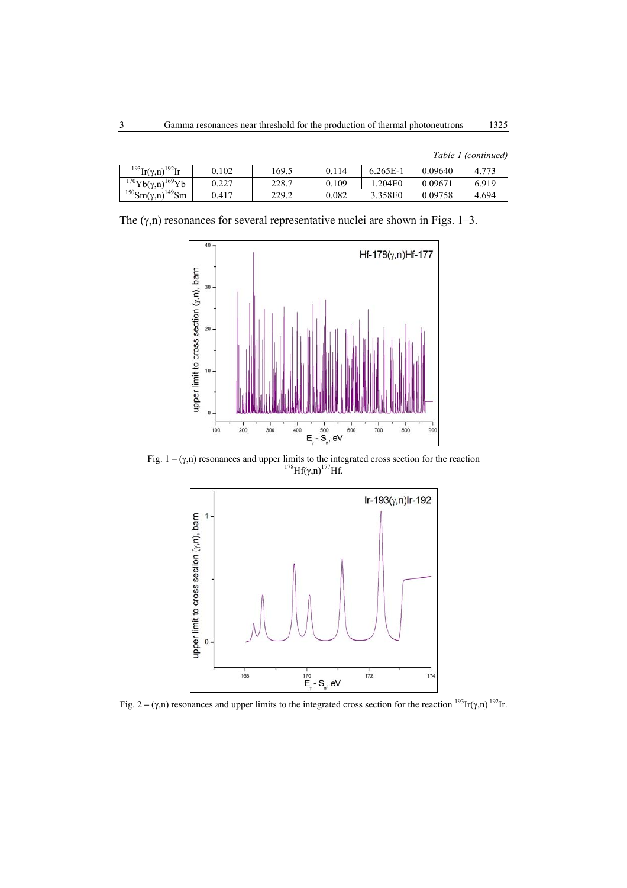*Table 1 (continued)*

| | | | | | | |
|---|---|---|---|---|---|---|
| $^{193}Ir(\gamma,n)^{192}Ir$ | 0.102 | 169.5 | 0.114 | 6.265E-1 | 0.09640 | 4.773 |
| $^{170}Yb(\gamma,n)^{169}Yb$ | 0.227 | 228.7 | 0.109 | 1.204E0 | 0.09671 | 6.919 |
| $^{150}Sm(\gamma,n)^{149}Sm$ | 0.417 | 229.2 | 0.082 | 3.358E0 | 0.09758 | 4.694 |

The $(\gamma,n)$ resonances for several representative nuclei are shown in Figs. 1–3.

Fig. 1 – $(\gamma,n)$ resonances and upper limits to the integrated cross section for the reaction $^{178}Hf(\gamma,n)^{177}Hf$.

Fig. 2 – $(\gamma,n)$ resonances and upper limits to the integrated cross section for the reaction $^{193}Ir(\gamma,n)^{192}Ir$.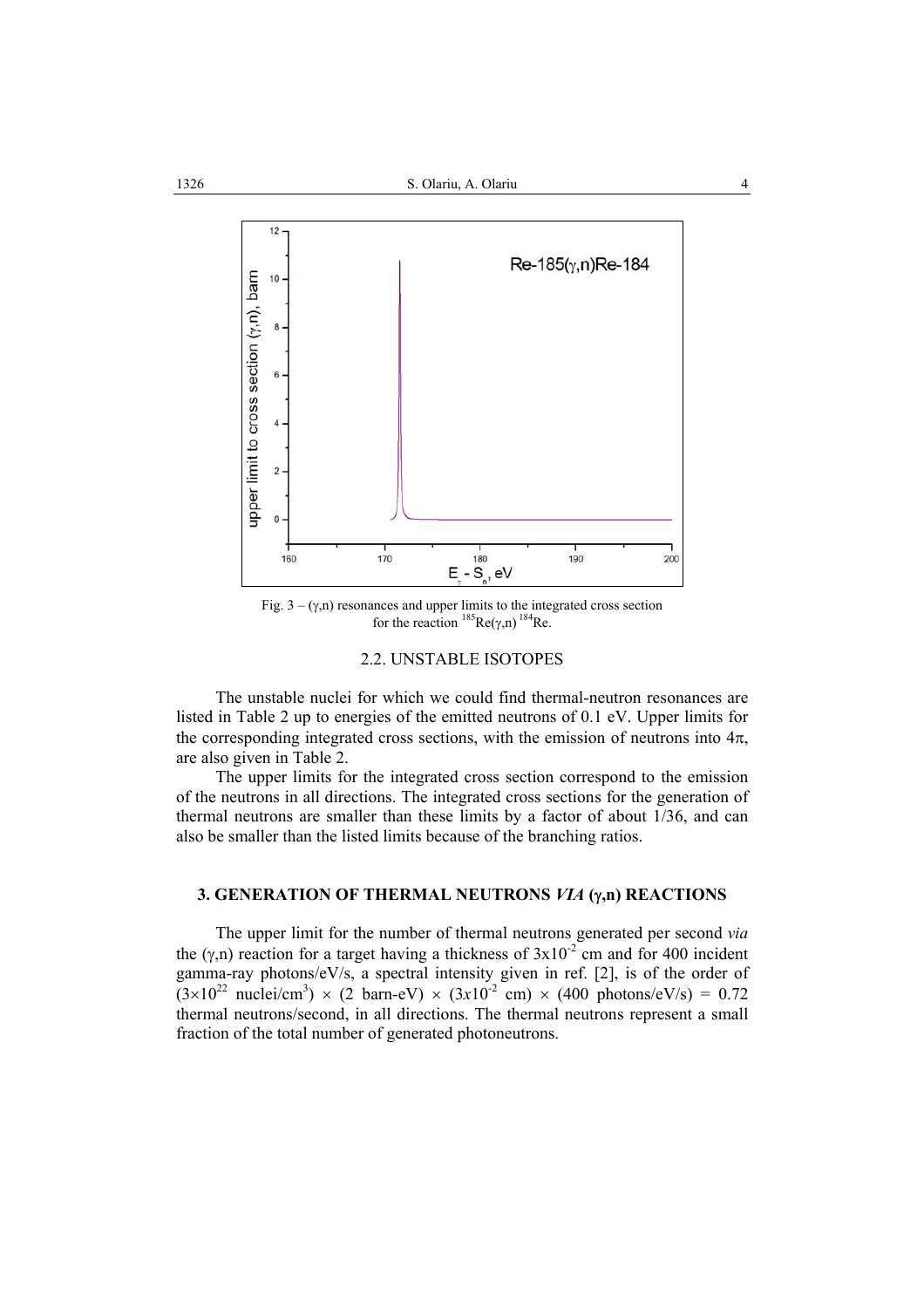Fig. 3 – $(\gamma,n)$ resonances and upper limits to the integrated cross section for the reaction $^{185}Re(\gamma,n)\,^{184}Re$.

### 2.2. UNSTABLE ISOTOPES

The unstable nuclei for which we could find thermal-neutron resonances are listed in Table 2 up to energies of the emitted neutrons of 0.1 eV. Upper limits for the corresponding integrated cross sections, with the emission of neutrons into $4\pi$, are also given in Table 2.

The upper limits for the integrated cross section correspond to the emission of the neutrons in all directions. The integrated cross sections for the generation of thermal neutrons are smaller than these limits by a factor of about 1/36, and can also be smaller than the listed limits because of the branching ratios.

## 3. GENERATION OF THERMAL NEUTRONS *VIA* $(\gamma,n)$ REACTIONS

The upper limit for the number of thermal neutrons generated per second *via* the $(\gamma,n)$ reaction for a target having a thickness of $3\text{x}10^{-2}$ cm and for 400 incident gamma-ray photons/eV/s, a spectral intensity given in ref. [2], is of the order of $(3\times10^{22}$ nuclei/cm$^3) \times (2$ barn-eV$) \times (3x10^{-2}$ cm$) \times (400$ photons/eV/s$) = 0.72$ thermal neutrons/second, in all directions. The thermal neutrons represent a small fraction of the total number of generated photoneutrons.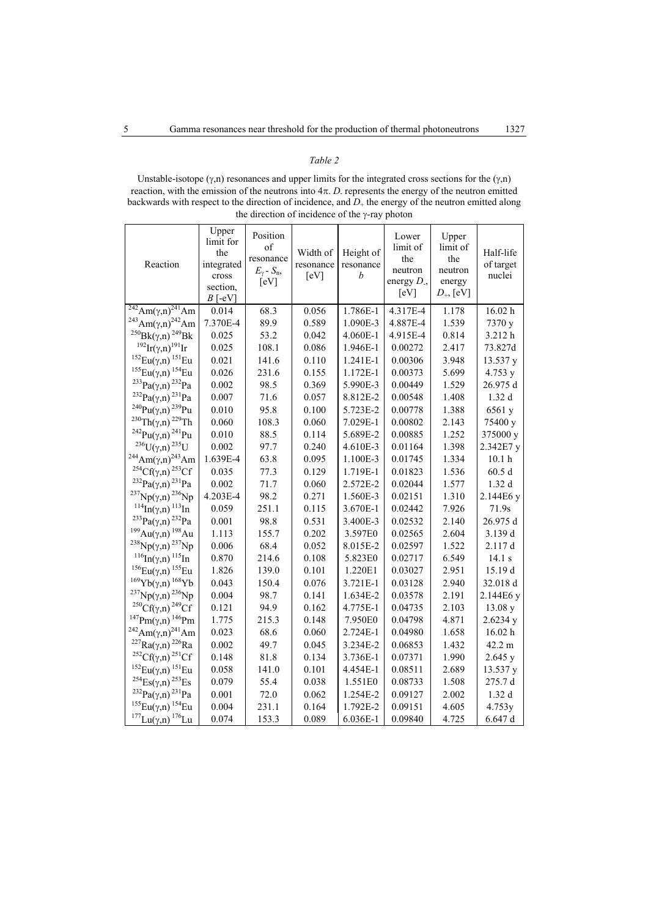*Table 2*

Unstable-isotope (γ,n) resonances and upper limits for the integrated cross sections for the (γ,n) reaction, with the emission of the neutrons into 4π. $D_-$ represents the energy of the neutron emitted backwards with respect to the direction of incidence, and $D_+$ the energy of the neutron emitted along the direction of incidence of the γ-ray photon

| Reaction | Upper limit for the integrated cross section, *B* [-eV] | Position of resonance $E_\gamma - S_n$, [eV] | Width of resonance [eV] | Height of resonance *b* | Lower limit of the neutron energy $D_-$, [eV] | Upper limit of the neutron energy $D_+$, [eV] | Half-life of target nuclei |
|---|---|---|---|---|---|---|---|
| $^{242}$Am(γ,n)$^{241}$Am | 0.014 | 68.3 | 0.056 | 1.786E-1 | 4.317E-4 | 1.178 | 16.02 h |
| $^{243}$Am(γ,n)$^{242}$Am | 7.370E-4 | 89.9 | 0.589 | 1.090E-3 | 4.887E-4 | 1.539 | 7370 y |
| $^{250}$Bk(γ,n)$^{249}$Bk | 0.025 | 53.2 | 0.042 | 4.060E-1 | 4.915E-4 | 0.814 | 3.212 h |
| $^{192}$Ir(γ,n)$^{191}$Ir | 0.025 | 108.1 | 0.086 | 1.946E-1 | 0.00272 | 2.417 | 73.827d |
| $^{152}$Eu(γ,n)$^{151}$Eu | 0.021 | 141.6 | 0.110 | 1.241E-1 | 0.00306 | 3.948 | 13.537 y |
| $^{155}$Eu(γ,n)$^{154}$Eu | 0.026 | 231.6 | 0.155 | 1.172E-1 | 0.00373 | 5.699 | 4.753 y |
| $^{233}$Pa(γ,n)$^{232}$Pa | 0.002 | 98.5 | 0.369 | 5.990E-3 | 0.00449 | 1.529 | 26.975 d |
| $^{232}$Pa(γ,n)$^{231}$Pa | 0.007 | 71.6 | 0.057 | 8.812E-2 | 0.00548 | 1.408 | 1.32 d |
| $^{240}$Pu(γ,n)$^{239}$Pu | 0.010 | 95.8 | 0.100 | 5.723E-2 | 0.00778 | 1.388 | 6561 y |
| $^{230}$Th(γ,n)$^{229}$Th | 0.060 | 108.3 | 0.060 | 7.029E-1 | 0.00802 | 2.143 | 75400 y |
| $^{242}$Pu(γ,n)$^{241}$Pu | 0.010 | 88.5 | 0.114 | 5.689E-2 | 0.00885 | 1.252 | 375000 y |
| $^{236}$U(γ,n)$^{235}$U | 0.002 | 97.7 | 0.240 | 4.610E-3 | 0.01164 | 1.398 | 2.342E7 y |
| $^{244}$Am(γ,n)$^{243}$Am | 1.639E-4 | 63.8 | 0.095 | 1.100E-3 | 0.01745 | 1.334 | 10.1 h |
| $^{254}$Cf(γ,n)$^{253}$Cf | 0.035 | 77.3 | 0.129 | 1.719E-1 | 0.01823 | 1.536 | 60.5 d |
| $^{232}$Pa(γ,n)$^{231}$Pa | 0.002 | 71.7 | 0.060 | 2.572E-2 | 0.02044 | 1.577 | 1.32 d |
| $^{237}$Np(γ,n)$^{236}$Np | 4.203E-4 | 98.2 | 0.271 | 1.560E-3 | 0.02151 | 1.310 | 2.144E6 y |
| $^{114}$In(γ,n)$^{113}$In | 0.059 | 251.1 | 0.115 | 3.670E-1 | 0.02442 | 7.926 | 71.9s |
| $^{233}$Pa(γ,n)$^{232}$Pa | 0.001 | 98.8 | 0.531 | 3.400E-3 | 0.02532 | 2.140 | 26.975 d |
| $^{199}$Au(γ,n)$^{198}$Au | 1.113 | 155.7 | 0.202 | 3.597E0 | 0.02565 | 2.604 | 3.139 d |
| $^{238}$Np(γ,n)$^{237}$Np | 0.006 | 68.4 | 0.052 | 8.015E-2 | 0.02597 | 1.522 | 2.117 d |
| $^{116}$In(γ,n)$^{115}$In | 0.870 | 214.6 | 0.108 | 5.823E0 | 0.02717 | 6.549 | 14.1 s |
| $^{156}$Eu(γ,n)$^{155}$Eu | 1.826 | 139.0 | 0.101 | 1.220E1 | 0.03027 | 2.951 | 15.19 d |
| $^{169}$Yb(γ,n)$^{168}$Yb | 0.043 | 150.4 | 0.076 | 3.721E-1 | 0.03128 | 2.940 | 32.018 d |
| $^{237}$Np(γ,n)$^{236}$Np | 0.004 | 98.7 | 0.141 | 1.634E-2 | 0.03578 | 2.191 | 2.144E6 y |
| $^{250}$Cf(γ,n)$^{249}$Cf | 0.121 | 94.9 | 0.162 | 4.775E-1 | 0.04735 | 2.103 | 13.08 y |
| $^{147}$Pm(γ,n)$^{146}$Pm | 1.775 | 215.3 | 0.148 | 7.950E0 | 0.04798 | 4.871 | 2.6234 y |
| $^{242}$Am(γ,n)$^{241}$Am | 0.023 | 68.6 | 0.060 | 2.724E-1 | 0.04980 | 1.658 | 16.02 h |
| $^{227}$Ra(γ,n)$^{226}$Ra | 0.002 | 49.7 | 0.045 | 3.234E-2 | 0.06853 | 1.432 | 42.2 m |
| $^{252}$Cf(γ,n)$^{251}$Cf | 0.148 | 81.8 | 0.134 | 3.736E-1 | 0.07371 | 1.990 | 2.645 y |
| $^{152}$Eu(γ,n)$^{151}$Eu | 0.058 | 141.0 | 0.101 | 4.454E-1 | 0.08511 | 2.689 | 13.537 y |
| $^{254}$Es(γ,n)$^{253}$Es | 0.079 | 55.4 | 0.038 | 1.551E0 | 0.08733 | 1.508 | 275.7 d |
| $^{232}$Pa(γ,n)$^{231}$Pa | 0.001 | 72.0 | 0.062 | 1.254E-2 | 0.09127 | 2.002 | 1.32 d |
| $^{155}$Eu(γ,n)$^{154}$Eu | 0.004 | 231.1 | 0.164 | 1.792E-2 | 0.09151 | 4.605 | 4.753y |
| $^{177}$Lu(γ,n)$^{176}$Lu | 0.074 | 153.3 | 0.089 | 6.036E-1 | 0.09840 | 4.725 | 6.647 d |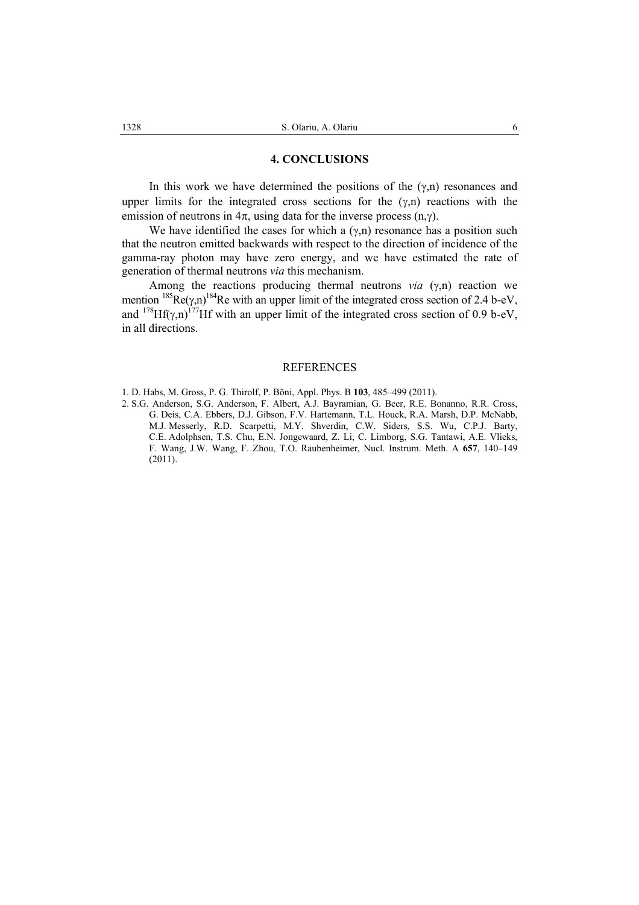## 4. CONCLUSIONS

In this work we have determined the positions of the (γ,n) resonances and upper limits for the integrated cross sections for the (γ,n) reactions with the emission of neutrons in 4π, using data for the inverse process (n,γ).

We have identified the cases for which a (γ,n) resonance has a position such that the neutron emitted backwards with respect to the direction of incidence of the gamma-ray photon may have zero energy, and we have estimated the rate of generation of thermal neutrons *via* this mechanism.

Among the reactions producing thermal neutrons *via* (γ,n) reaction we mention $^{185}$Re(γ,n)$^{184}$Re with an upper limit of the integrated cross section of 2.4 b-eV, and $^{178}$Hf(γ,n)$^{177}$Hf with an upper limit of the integrated cross section of 0.9 b-eV, in all directions.

## REFERENCES

1. D. Habs, M. Gross, P. G. Thirolf, P. Böni, Appl. Phys. B **103**, 485–499 (2011).
2. S.G. Anderson, S.G. Anderson, F. Albert, A.J. Bayramian, G. Beer, R.E. Bonanno, R.R. Cross, G. Deis, C.A. Ebbers, D.J. Gibson, F.V. Hartemann, T.L. Houck, R.A. Marsh, D.P. McNabb, M.J. Messerly, R.D. Scarpetti, M.Y. Shverdin, C.W. Siders, S.S. Wu, C.P.J. Barty, C.E. Adolphsen, T.S. Chu, E.N. Jongewaard, Z. Li, C. Limborg, S.G. Tantawi, A.E. Vlieks, F. Wang, J.W. Wang, F. Zhou, T.O. Raubenheimer, Nucl. Instrum. Meth. A **657**, 140–149 (2011).